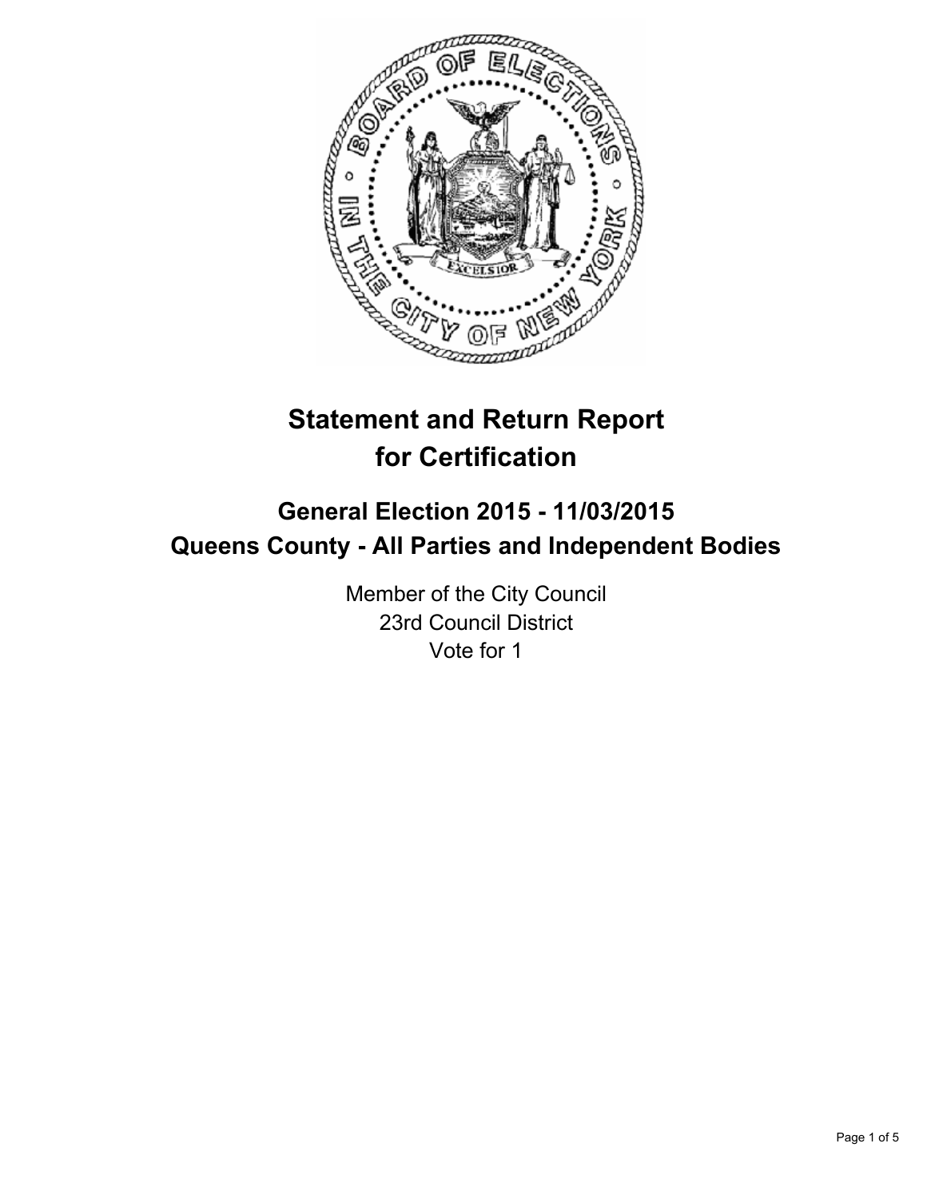# Statement and Return Report for Certification

## General Election 2015 - 11/03/2015
## Queens County - All Parties and Independent Bodies

Member of the City Council
23rd Council District
Vote for 1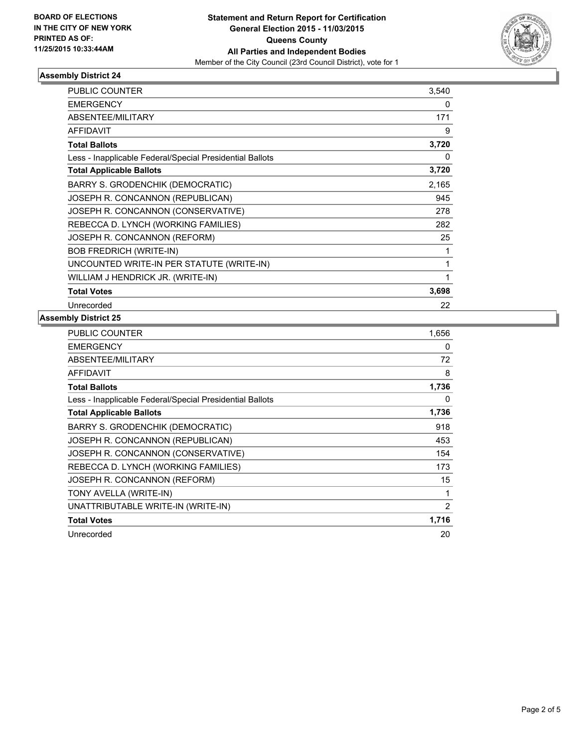**BOARD OF ELECTIONS IN THE CITY OF NEW YORK PRINTED AS OF: 11/25/2015 10:33:44AM**

**Statement and Return Report for Certification**
**General Election 2015 - 11/03/2015**
**Queens County**
**All Parties and Independent Bodies**
Member of the City Council (23rd Council District), vote for 1

### Assembly District 24

| | |
|---|---|
| PUBLIC COUNTER | 3,540 |
| EMERGENCY | 0 |
| ABSENTEE/MILITARY | 171 |
| AFFIDAVIT | 9 |
| **Total Ballots** | **3,720** |
| Less - Inapplicable Federal/Special Presidential Ballots | 0 |
| **Total Applicable Ballots** | **3,720** |
| BARRY S. GRODENCHIK (DEMOCRATIC) | 2,165 |
| JOSEPH R. CONCANNON (REPUBLICAN) | 945 |
| JOSEPH R. CONCANNON (CONSERVATIVE) | 278 |
| REBECCA D. LYNCH (WORKING FAMILIES) | 282 |
| JOSEPH R. CONCANNON (REFORM) | 25 |
| BOB FREDRICH (WRITE-IN) | 1 |
| UNCOUNTED WRITE-IN PER STATUTE (WRITE-IN) | 1 |
| WILLIAM J HENDRICK JR. (WRITE-IN) | 1 |
| **Total Votes** | **3,698** |
| Unrecorded | 22 |

### Assembly District 25

| | |
|---|---|
| PUBLIC COUNTER | 1,656 |
| EMERGENCY | 0 |
| ABSENTEE/MILITARY | 72 |
| AFFIDAVIT | 8 |
| **Total Ballots** | **1,736** |
| Less - Inapplicable Federal/Special Presidential Ballots | 0 |
| **Total Applicable Ballots** | **1,736** |
| BARRY S. GRODENCHIK (DEMOCRATIC) | 918 |
| JOSEPH R. CONCANNON (REPUBLICAN) | 453 |
| JOSEPH R. CONCANNON (CONSERVATIVE) | 154 |
| REBECCA D. LYNCH (WORKING FAMILIES) | 173 |
| JOSEPH R. CONCANNON (REFORM) | 15 |
| TONY AVELLA (WRITE-IN) | 1 |
| UNATTRIBUTABLE WRITE-IN (WRITE-IN) | 2 |
| **Total Votes** | **1,716** |
| Unrecorded | 20 |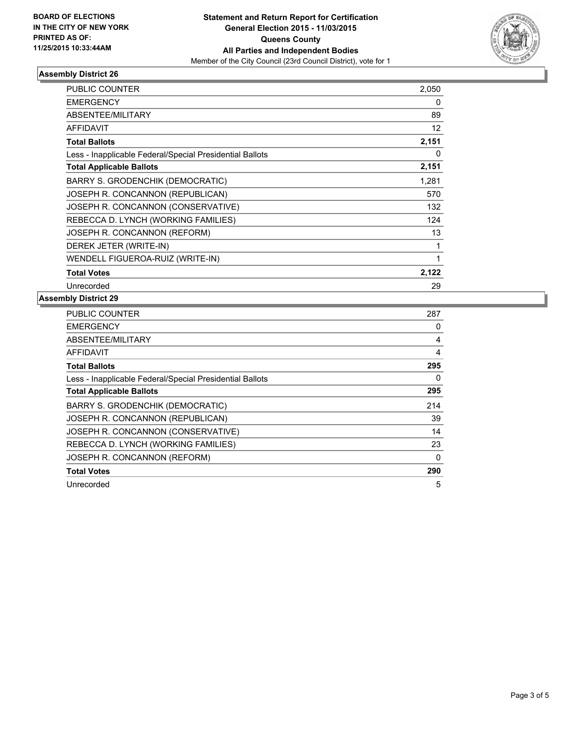**BOARD OF ELECTIONS IN THE CITY OF NEW YORK PRINTED AS OF: 11/25/2015 10:33:44AM**

**Statement and Return Report for Certification General Election 2015 - 11/03/2015 Queens County All Parties and Independent Bodies**

Member of the City Council (23rd Council District), vote for 1

### Assembly District 26

| | |
|---|---|
| PUBLIC COUNTER | 2,050 |
| EMERGENCY | 0 |
| ABSENTEE/MILITARY | 89 |
| AFFIDAVIT | 12 |
| **Total Ballots** | **2,151** |
| Less - Inapplicable Federal/Special Presidential Ballots | 0 |
| **Total Applicable Ballots** | **2,151** |
| BARRY S. GRODENCHIK (DEMOCRATIC) | 1,281 |
| JOSEPH R. CONCANNON (REPUBLICAN) | 570 |
| JOSEPH R. CONCANNON (CONSERVATIVE) | 132 |
| REBECCA D. LYNCH (WORKING FAMILIES) | 124 |
| JOSEPH R. CONCANNON (REFORM) | 13 |
| DEREK JETER (WRITE-IN) | 1 |
| WENDELL FIGUEROA-RUIZ (WRITE-IN) | 1 |
| **Total Votes** | **2,122** |
| Unrecorded | 29 |

### Assembly District 29

| | |
|---|---|
| PUBLIC COUNTER | 287 |
| EMERGENCY | 0 |
| ABSENTEE/MILITARY | 4 |
| AFFIDAVIT | 4 |
| **Total Ballots** | **295** |
| Less - Inapplicable Federal/Special Presidential Ballots | 0 |
| **Total Applicable Ballots** | **295** |
| BARRY S. GRODENCHIK (DEMOCRATIC) | 214 |
| JOSEPH R. CONCANNON (REPUBLICAN) | 39 |
| JOSEPH R. CONCANNON (CONSERVATIVE) | 14 |
| REBECCA D. LYNCH (WORKING FAMILIES) | 23 |
| JOSEPH R. CONCANNON (REFORM) | 0 |
| **Total Votes** | **290** |
| Unrecorded | 5 |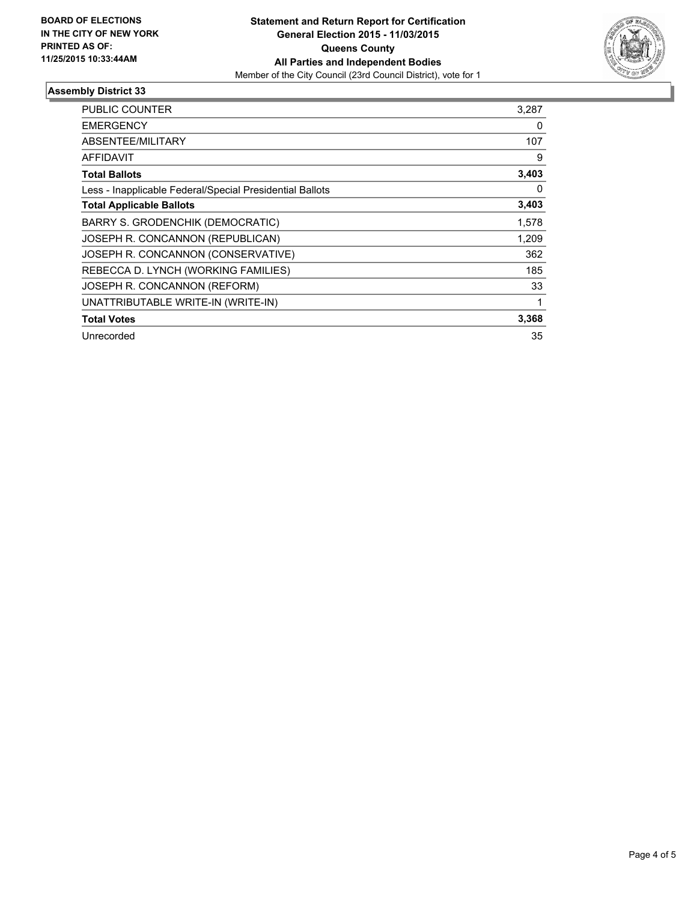**BOARD OF ELECTIONS IN THE CITY OF NEW YORK PRINTED AS OF: 11/25/2015 10:33:44AM**

**Statement and Return Report for Certification**
**General Election 2015 - 11/03/2015**
**Queens County**
**All Parties and Independent Bodies**
Member of the City Council (23rd Council District), vote for 1

## Assembly District 33

| | |
|---|---|
| PUBLIC COUNTER | 3,287 |
| EMERGENCY | 0 |
| ABSENTEE/MILITARY | 107 |
| AFFIDAVIT | 9 |
| **Total Ballots** | **3,403** |
| Less - Inapplicable Federal/Special Presidential Ballots | 0 |
| **Total Applicable Ballots** | **3,403** |
| BARRY S. GRODENCHIK (DEMOCRATIC) | 1,578 |
| JOSEPH R. CONCANNON (REPUBLICAN) | 1,209 |
| JOSEPH R. CONCANNON (CONSERVATIVE) | 362 |
| REBECCA D. LYNCH (WORKING FAMILIES) | 185 |
| JOSEPH R. CONCANNON (REFORM) | 33 |
| UNATTRIBUTABLE WRITE-IN (WRITE-IN) | 1 |
| **Total Votes** | **3,368** |
| Unrecorded | 35 |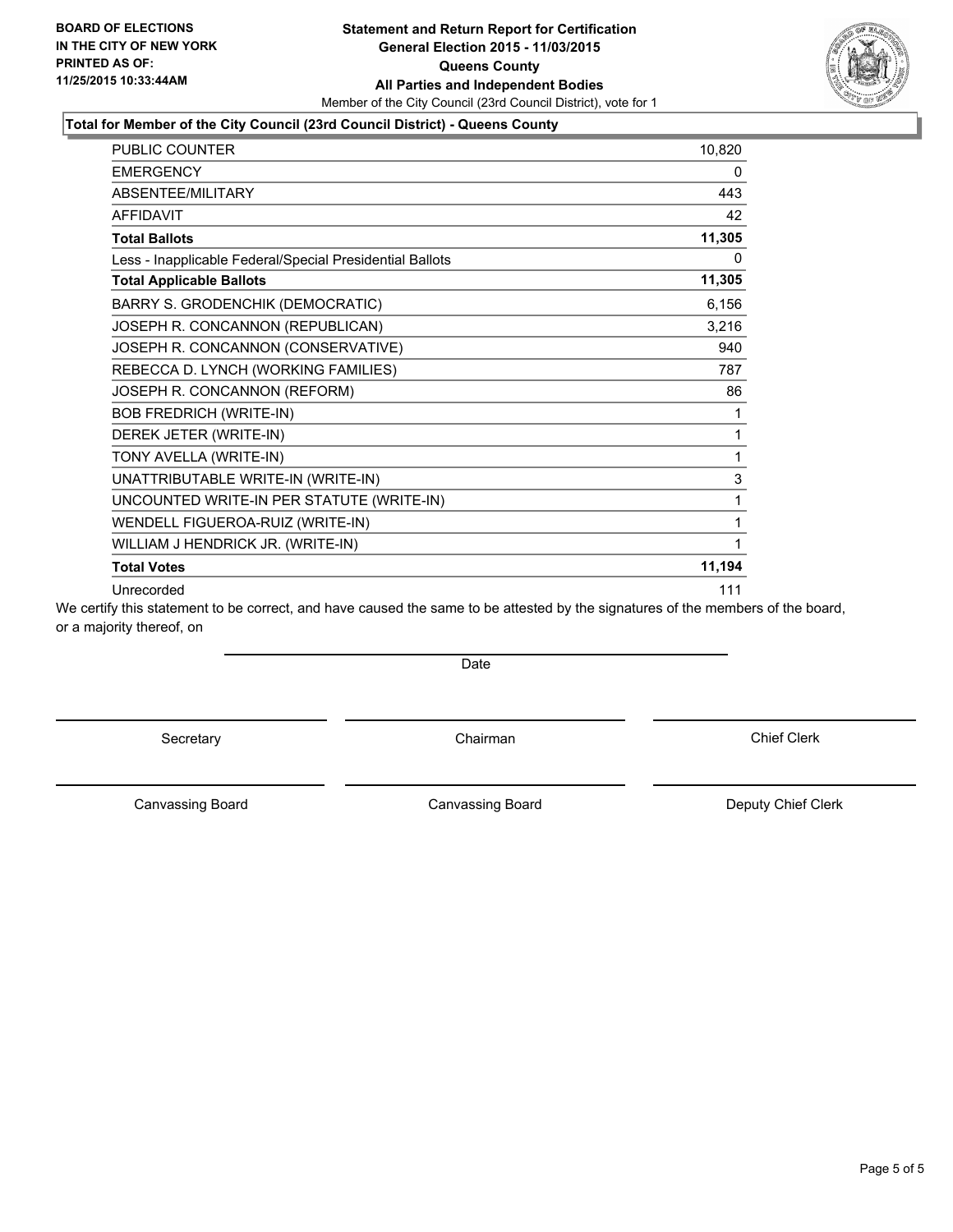**BOARD OF ELECTIONS IN THE CITY OF NEW YORK PRINTED AS OF: 11/25/2015 10:33:44AM**

**Statement and Return Report for Certification General Election 2015 - 11/03/2015 Queens County All Parties and Independent Bodies**

Member of the City Council (23rd Council District), vote for 1

### Total for Member of the City Council (23rd Council District) - Queens County

| | |
|---|---|
| PUBLIC COUNTER | 10,820 |
| EMERGENCY | 0 |
| ABSENTEE/MILITARY | 443 |
| AFFIDAVIT | 42 |
| **Total Ballots** | **11,305** |
| Less - Inapplicable Federal/Special Presidential Ballots | 0 |
| **Total Applicable Ballots** | **11,305** |
| BARRY S. GRODENCHIK (DEMOCRATIC) | 6,156 |
| JOSEPH R. CONCANNON (REPUBLICAN) | 3,216 |
| JOSEPH R. CONCANNON (CONSERVATIVE) | 940 |
| REBECCA D. LYNCH (WORKING FAMILIES) | 787 |
| JOSEPH R. CONCANNON (REFORM) | 86 |
| BOB FREDRICH (WRITE-IN) | 1 |
| DEREK JETER (WRITE-IN) | 1 |
| TONY AVELLA (WRITE-IN) | 1 |
| UNATTRIBUTABLE WRITE-IN (WRITE-IN) | 3 |
| UNCOUNTED WRITE-IN PER STATUTE (WRITE-IN) | 1 |
| WENDELL FIGUEROA-RUIZ (WRITE-IN) | 1 |
| WILLIAM J HENDRICK JR. (WRITE-IN) | 1 |
| **Total Votes** | **11,194** |
| Unrecorded | 111 |

We certify this statement to be correct, and have caused the same to be attested by the signatures of the members of the board, or a majority thereof, on

Date

Secretary | Chairman | Chief Clerk

Canvassing Board | Canvassing Board | Deputy Chief Clerk